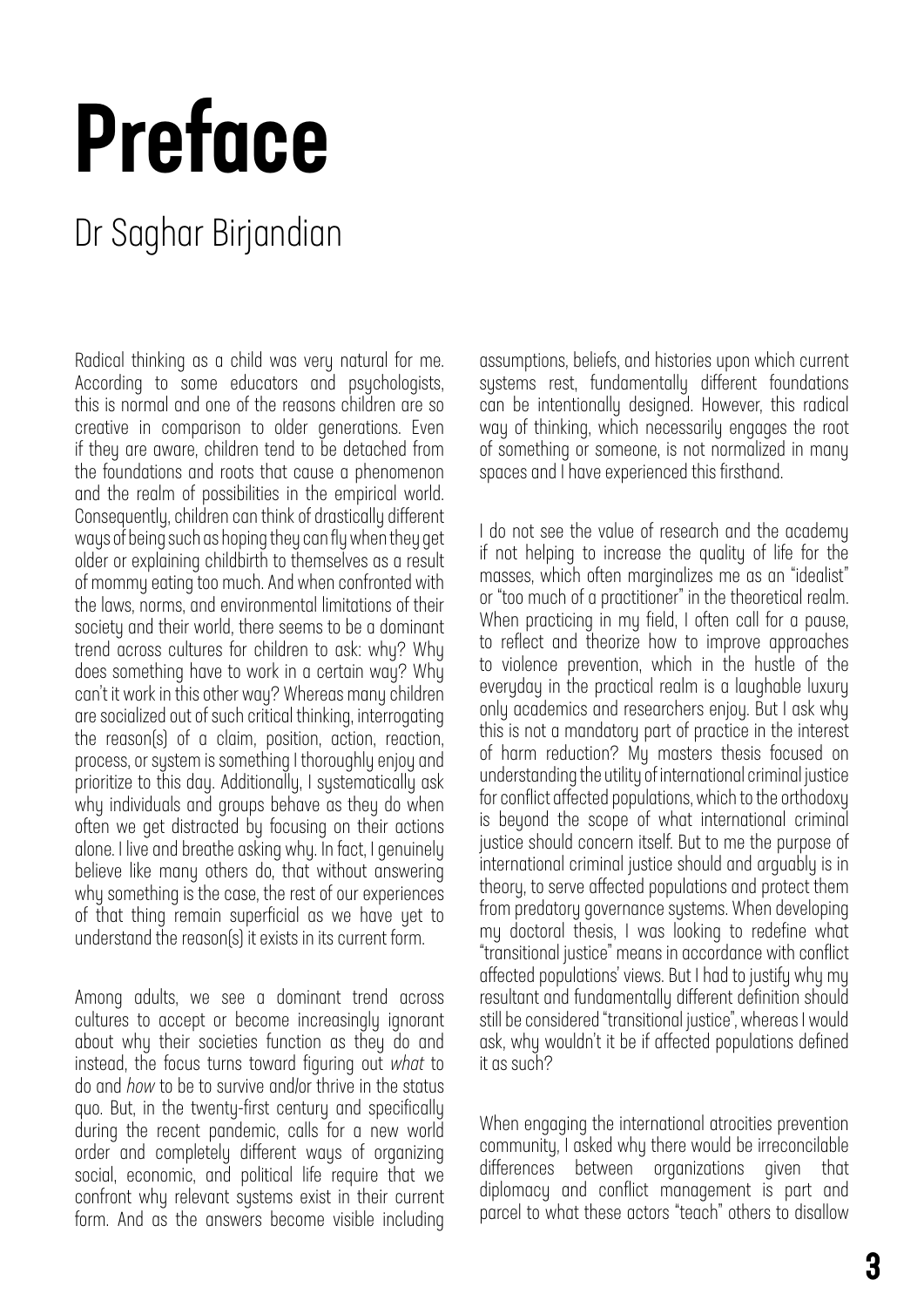# Preface

## Dr Saghar Birjandian

Radical thinking as a child was very natural for me. According to some educators and psychologists, this is normal and one of the reasons children are so creative in comparison to older generations. Even if they are aware, children tend to be detached from the foundations and roots that cause a phenomenon and the realm of possibilities in the empirical world. Consequently, children can think of drastically different ways of being such as hoping they can fly when they get older or explaining childbirth to themselves as a result of mommy eating too much. And when confronted with the laws, norms, and environmental limitations of their society and their world, there seems to be a dominant trend across cultures for children to ask: why? Why does something have to work in a certain way? Why can't it work in this other way? Whereas many children are socialized out of such critical thinking, interrogating the reason(s) of a claim, position, action, reaction, process, or system is something I thoroughly enjoy and prioritize to this day. Additionally, I systematically ask why individuals and groups behave as they do when often we get distracted by focusing on their actions alone. I live and breathe asking why. In fact, I genuinely believe like many others do, that without answering why something is the case, the rest of our experiences of that thing remain superficial as we have yet to understand the reason(s) it exists in its current form.

Among adults, we see a dominant trend across cultures to accept or become increasingly ignorant about why their societies function as they do and instead, the focus turns toward figuring out *what* to do and *how* to be to survive and/or thrive in the status quo. But, in the twenty-first century and specifically during the recent pandemic, calls for a new world order and completely different ways of organizing social, economic, and political life require that we confront why relevant systems exist in their current form. And as the answers become visible including assumptions, beliefs, and histories upon which current systems rest, fundamentally different foundations can be intentionally designed. However, this radical way of thinking, which necessarily engages the root of something or someone, is not normalized in many spaces and I have experienced this firsthand.

I do not see the value of research and the academy if not helping to increase the quality of life for the masses, which often marginalizes me as an "idealist" or "too much of a practitioner" in the theoretical realm. When practicing in my field, I often call for a pause, to reflect and theorize how to improve approaches to violence prevention, which in the hustle of the everyday in the practical realm is a laughable luxury only academics and researchers enjoy. But I ask why this is not a mandatory part of practice in the interest of harm reduction? My masters thesis focused on understanding the utility of international criminal justice for conflict affected populations, which to the orthodoxy is beyond the scope of what international criminal justice should concern itself. But to me the purpose of international criminal justice should and arguably is in theory, to serve affected populations and protect them from predatory governance systems. When developing my doctoral thesis, I was looking to redefine what "transitional justice" means in accordance with conflict affected populations' views. But I had to justify why my resultant and fundamentally different definition should still be considered "transitional justice", whereas I would ask, why wouldn't it be if affected populations defined it as such?

When engaging the international atrocities prevention community, I asked why there would be irreconcilable differences between organizations given that diplomacy and conflict management is part and parcel to what these actors "teach" others to disallow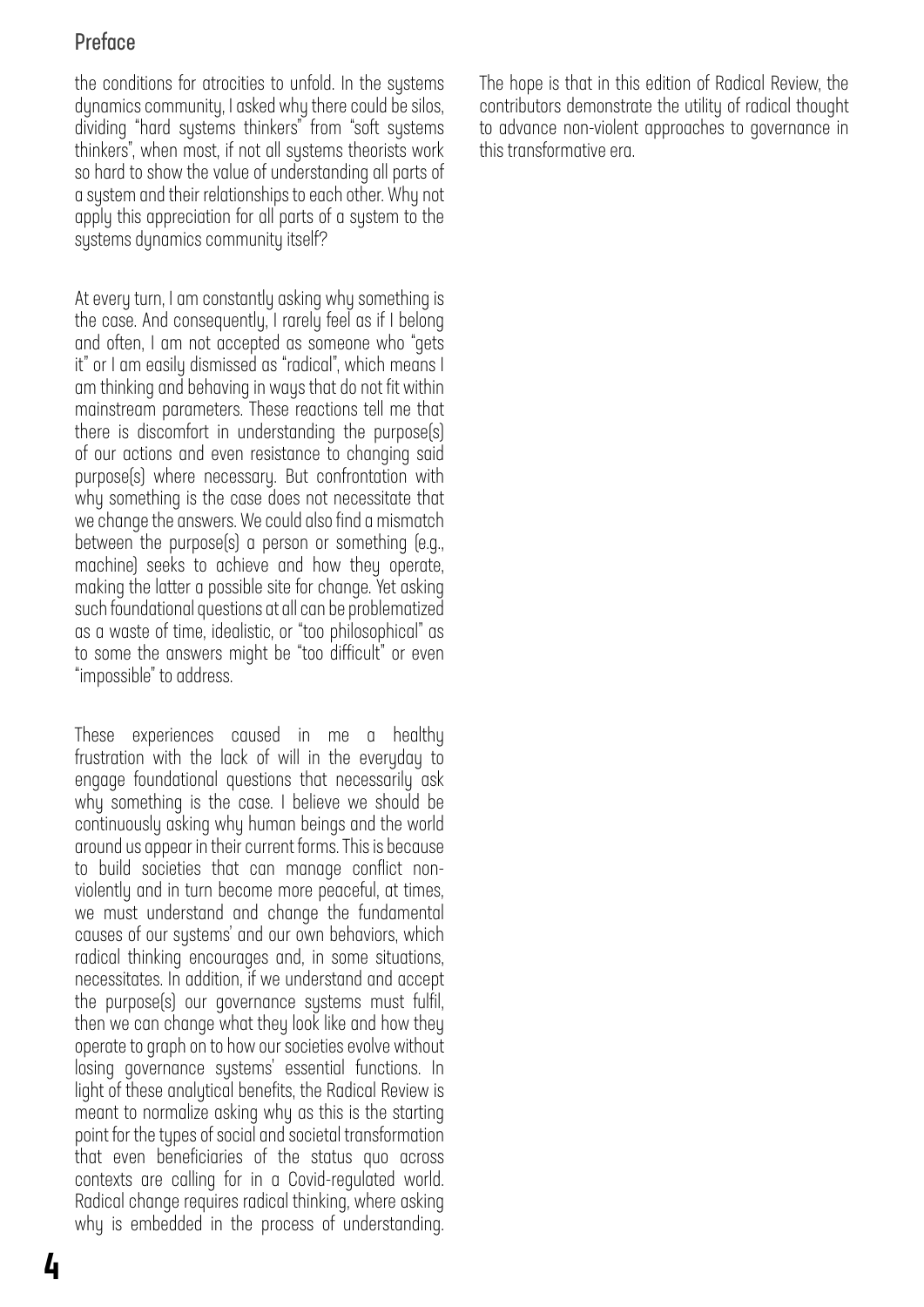the conditions for atrocities to unfold. In the systems dynamics community, I asked why there could be silos, dividing "hard systems thinkers" from "soft systems thinkers", when most, if not all systems theorists work so hard to show the value of understanding all parts of a system and their relationships to each other. Why not apply this appreciation for all parts of a system to the systems dynamics community itself?

At every turn, I am constantly asking why something is the case. And consequently, I rarely feel as if I belong and often, I am not accepted as someone who "gets it" or I am easily dismissed as "radical", which means I am thinking and behaving in ways that do not fit within mainstream parameters. These reactions tell me that there is discomfort in understanding the purpose(s) of our actions and even resistance to changing said purpose(s) where necessary. But confrontation with why something is the case does not necessitate that we change the answers. We could also find a mismatch between the purpose(s) a person or something (e.g., machine) seeks to achieve and how they operate, making the latter a possible site for change. Yet asking such foundational questions at all can be problematized as a waste of time, idealistic, or "too philosophical" as to some the answers might be "too difficult" or even "impossible" to address.

These experiences caused in me a healthy frustration with the lack of will in the everyday to engage foundational questions that necessarily ask why something is the case. I believe we should be continuously asking why human beings and the world around us appear in their current forms. This is because to build societies that can manage conflict non-violently and in turn become more peaceful, at times, we must understand and change the fundamental causes of our systems' and our own behaviors, which radical thinking encourages and, in some situations, necessitates. In addition, if we understand and accept the purpose(s) our governance systems must fulfil, then we can change what they look like and how they operate to graph on to how our societies evolve without losing governance systems' essential functions. In light of these analytical benefits, the Radical Review is meant to normalize asking why as this is the starting point for the types of social and societal transformation that even beneficiaries of the status quo across contexts are calling for in a Covid-regulated world. Radical change requires radical thinking, where asking why is embedded in the process of understanding.

The hope is that in this edition of Radical Review, the contributors demonstrate the utility of radical thought to advance non-violent approaches to governance in this transformative era.